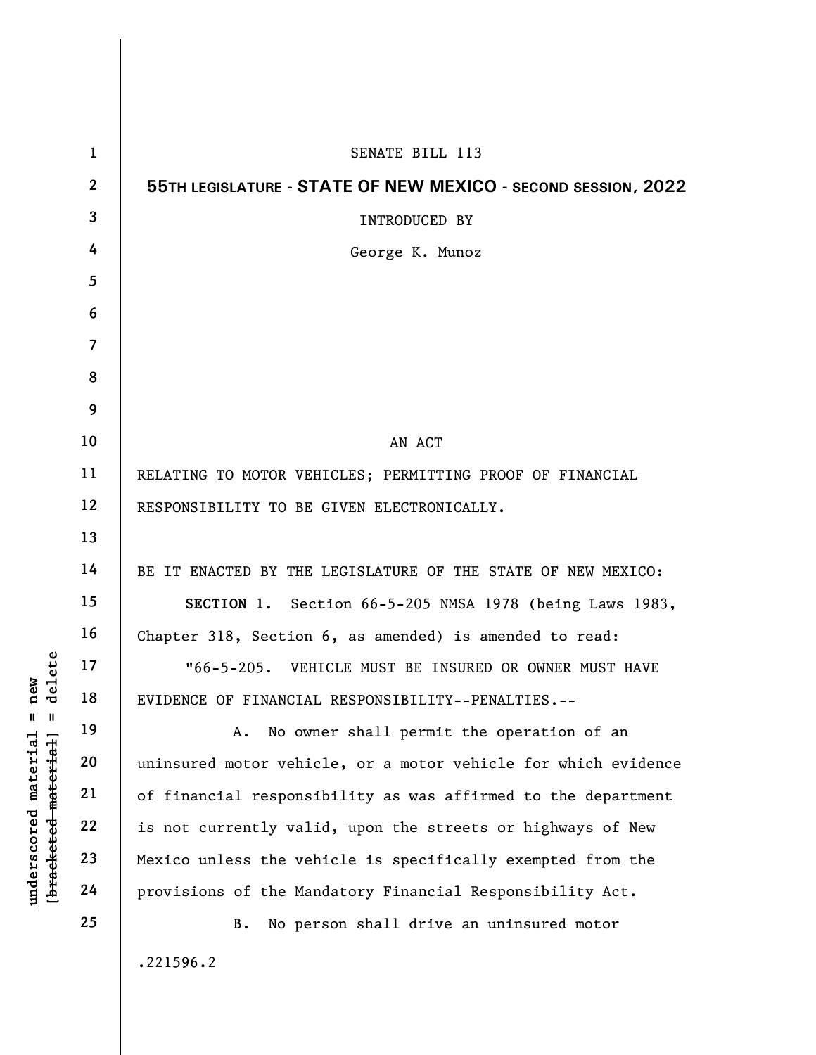SENATE BILL 113

**55TH LEGISLATURE - STATE OF NEW MEXICO - SECOND SESSION, 2022**

INTRODUCED BY

George K. Munoz

AN ACT

RELATING TO MOTOR VEHICLES; PERMITTING PROOF OF FINANCIAL RESPONSIBILITY TO BE GIVEN ELECTRONICALLY.

BE IT ENACTED BY THE LEGISLATURE OF THE STATE OF NEW MEXICO:

**SECTION 1.** Section 66-5-205 NMSA 1978 (being Laws 1983, Chapter 318, Section 6, as amended) is amended to read:

"66-5-205. VEHICLE MUST BE INSURED OR OWNER MUST HAVE EVIDENCE OF FINANCIAL RESPONSIBILITY--PENALTIES.--

A. No owner shall permit the operation of an uninsured motor vehicle, or a motor vehicle for which evidence of financial responsibility as was affirmed to the department is not currently valid, upon the streets or highways of New Mexico unless the vehicle is specifically exempted from the provisions of the Mandatory Financial Responsibility Act.

B. No person shall drive an uninsured motor

.221596.2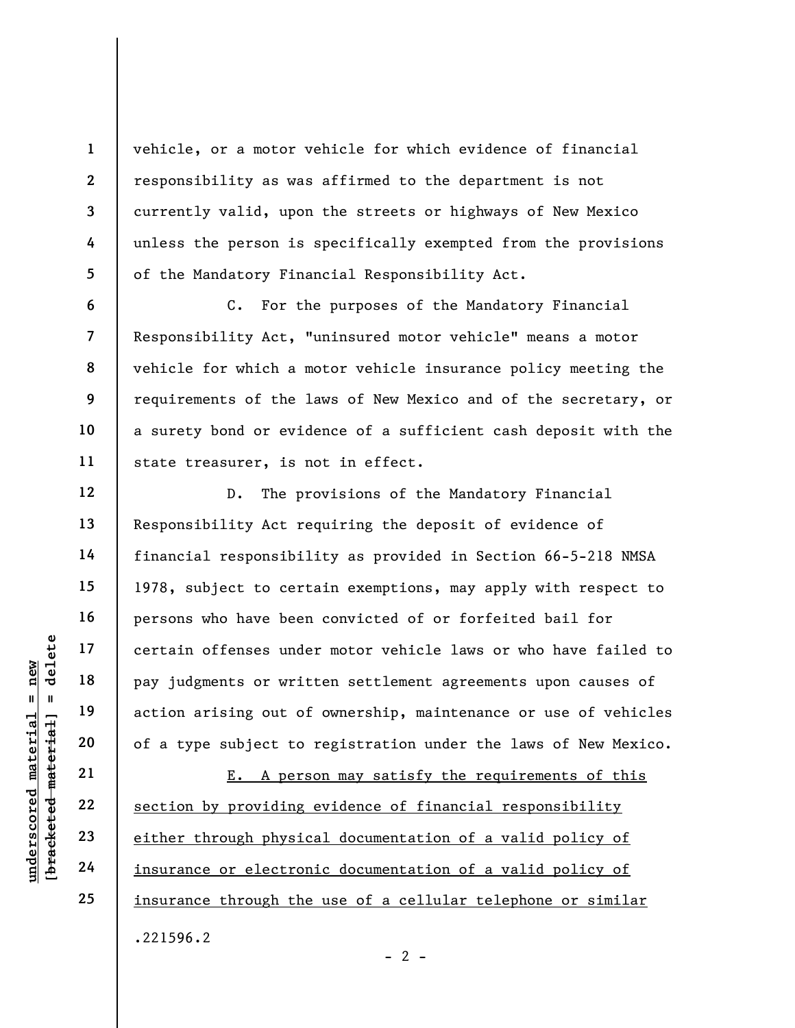vehicle, or a motor vehicle for which evidence of financial responsibility as was affirmed to the department is not currently valid, upon the streets or highways of New Mexico unless the person is specifically exempted from the provisions of the Mandatory Financial Responsibility Act.

C. For the purposes of the Mandatory Financial Responsibility Act, "uninsured motor vehicle" means a motor vehicle for which a motor vehicle insurance policy meeting the requirements of the laws of New Mexico and of the secretary, or a surety bond or evidence of a sufficient cash deposit with the state treasurer, is not in effect.

D. The provisions of the Mandatory Financial Responsibility Act requiring the deposit of evidence of financial responsibility as provided in Section 66-5-218 NMSA 1978, subject to certain exemptions, may apply with respect to persons who have been convicted of or forfeited bail for certain offenses under motor vehicle laws or who have failed to pay judgments or written settlement agreements upon causes of action arising out of ownership, maintenance or use of vehicles of a type subject to registration under the laws of New Mexico.

<u>E. A person may satisfy the requirements of this section by providing evidence of financial responsibility either through physical documentation of a valid policy of insurance or electronic documentation of a valid policy of insurance through the use of a cellular telephone or similar</u>

.221596.2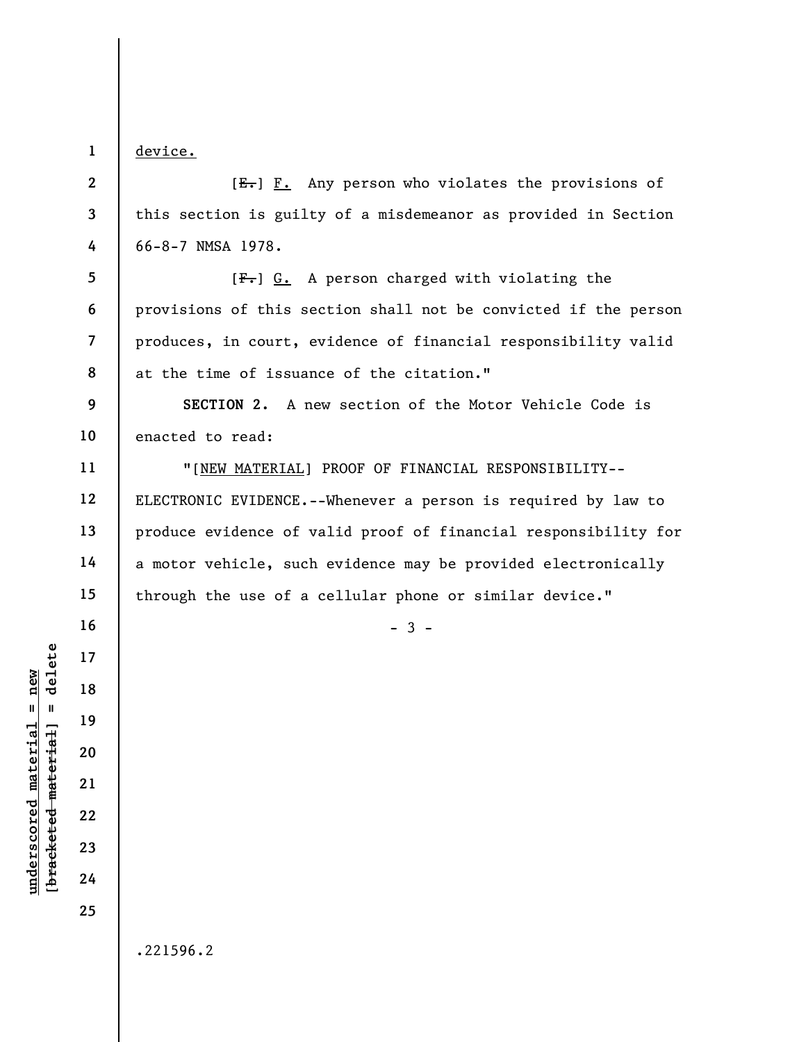device.

[~~E.~~] F. Any person who violates the provisions of this section is guilty of a misdemeanor as provided in Section 66-8-7 NMSA 1978.

[~~F.~~] G. A person charged with violating the provisions of this section shall not be convicted if the person produces, in court, evidence of financial responsibility valid at the time of issuance of the citation."

**SECTION 2.** A new section of the Motor Vehicle Code is enacted to read:

"[NEW MATERIAL] PROOF OF FINANCIAL RESPONSIBILITY--ELECTRONIC EVIDENCE.--Whenever a person is required by law to produce evidence of valid proof of financial responsibility for a motor vehicle, such evidence may be provided electronically through the use of a cellular phone or similar device."

.221596.2